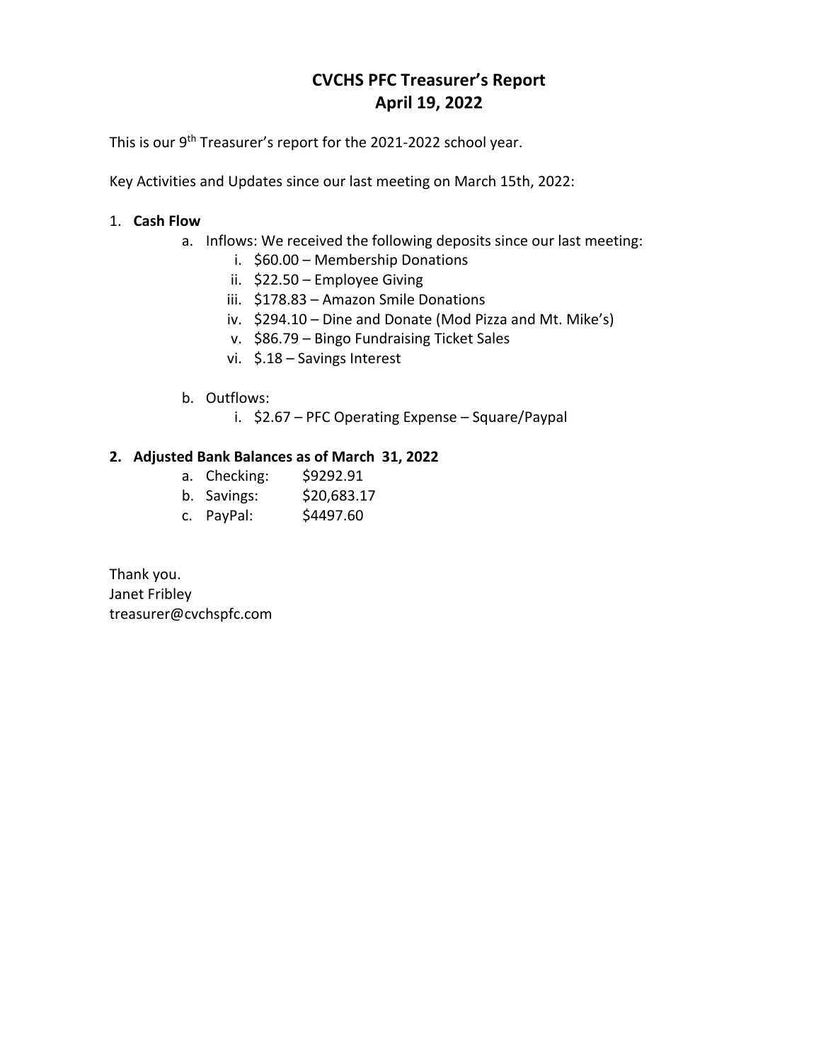# CVCHS PFC Treasurer's Report
# April 19, 2022

This is our 9th Treasurer's report for the 2021-2022 school year.

Key Activities and Updates since our last meeting on March 15th, 2022:

1. **Cash Flow**
   a. Inflows: We received the following deposits since our last meeting:
      i. $60.00 – Membership Donations
      ii. $22.50 – Employee Giving
      iii. $178.83 – Amazon Smile Donations
      iv. $294.10 – Dine and Donate (Mod Pizza and Mt. Mike's)
      v. $86.79 – Bingo Fundraising Ticket Sales
      vi. $.18 – Savings Interest

   b. Outflows:
      i. $2.67 – PFC Operating Expense – Square/Paypal

2. **Adjusted Bank Balances as of March 31, 2022**
   a. Checking: $9292.91
   b. Savings: $20,683.17
   c. PayPal: $4497.60

Thank you.
Janet Fribley
treasurer@cvchspfc.com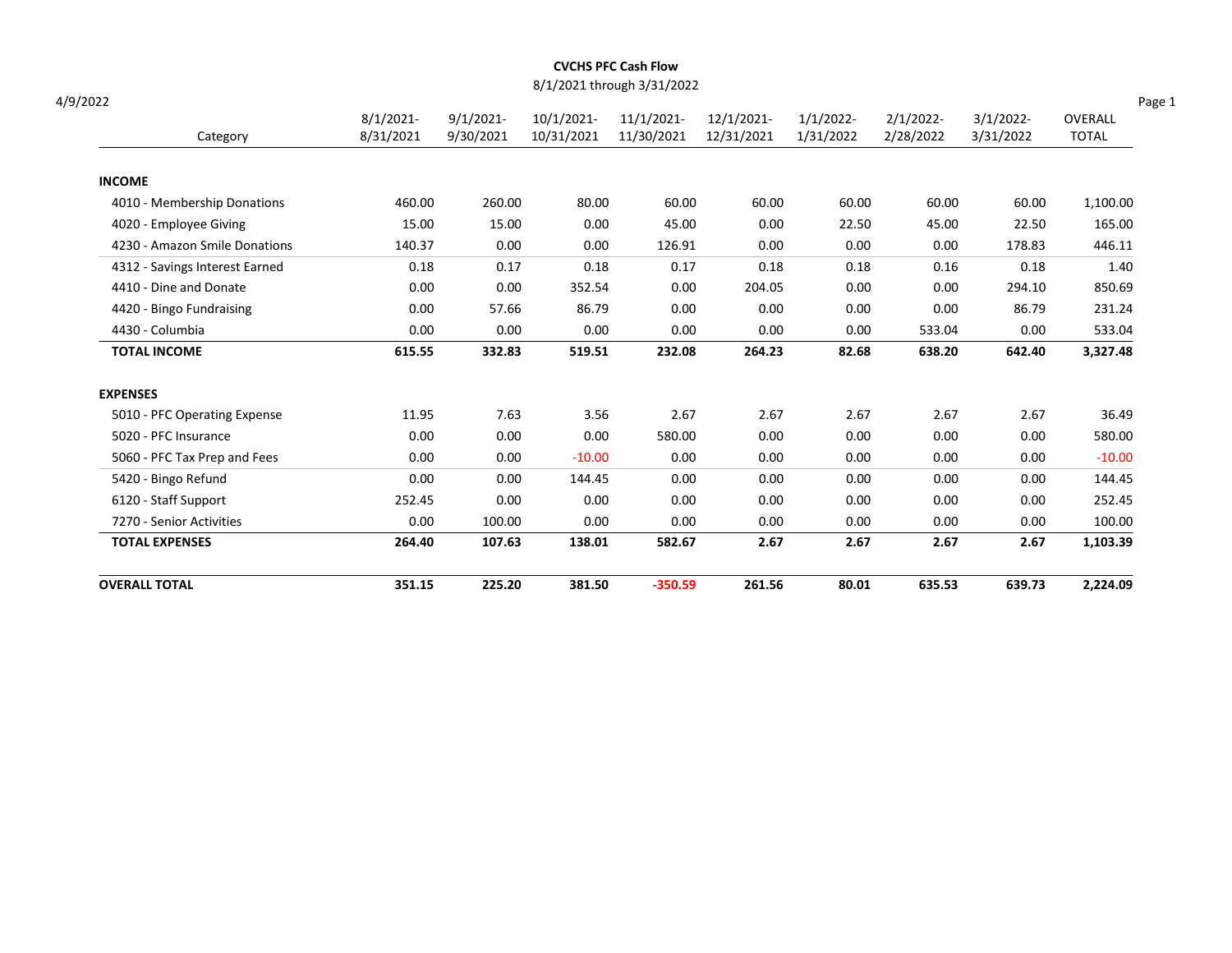# CVCHS PFC Cash Flow

8/1/2021 through 3/31/2022

4/9/2022

| Category | 8/1/2021-8/31/2021 | 9/1/2021-9/30/2021 | 10/1/2021-10/31/2021 | 11/1/2021-11/30/2021 | 12/1/2021-12/31/2021 | 1/1/2022-1/31/2022 | 2/1/2022-2/28/2022 | 3/1/2022-3/31/2022 | OVERALL TOTAL |
|---|---|---|---|---|---|---|---|---|---|
| **INCOME** | | | | | | | | | |
| 4010 - Membership Donations | 460.00 | 260.00 | 80.00 | 60.00 | 60.00 | 60.00 | 60.00 | 60.00 | 1,100.00 |
| 4020 - Employee Giving | 15.00 | 15.00 | 0.00 | 45.00 | 0.00 | 22.50 | 45.00 | 22.50 | 165.00 |
| 4230 - Amazon Smile Donations | 140.37 | 0.00 | 0.00 | 126.91 | 0.00 | 0.00 | 0.00 | 178.83 | 446.11 |
| 4312 - Savings Interest Earned | 0.18 | 0.17 | 0.18 | 0.17 | 0.18 | 0.18 | 0.16 | 0.18 | 1.40 |
| 4410 - Dine and Donate | 0.00 | 0.00 | 352.54 | 0.00 | 204.05 | 0.00 | 0.00 | 294.10 | 850.69 |
| 4420 - Bingo Fundraising | 0.00 | 57.66 | 86.79 | 0.00 | 0.00 | 0.00 | 0.00 | 86.79 | 231.24 |
| 4430 - Columbia | 0.00 | 0.00 | 0.00 | 0.00 | 0.00 | 0.00 | 533.04 | 0.00 | 533.04 |
| **TOTAL INCOME** | **615.55** | **332.83** | **519.51** | **232.08** | **264.23** | **82.68** | **638.20** | **642.40** | **3,327.48** |
| **EXPENSES** | | | | | | | | | |
| 5010 - PFC Operating Expense | 11.95 | 7.63 | 3.56 | 2.67 | 2.67 | 2.67 | 2.67 | 2.67 | 36.49 |
| 5020 - PFC Insurance | 0.00 | 0.00 | 0.00 | 580.00 | 0.00 | 0.00 | 0.00 | 0.00 | 580.00 |
| 5060 - PFC Tax Prep and Fees | 0.00 | 0.00 | -10.00 | 0.00 | 0.00 | 0.00 | 0.00 | 0.00 | -10.00 |
| 5420 - Bingo Refund | 0.00 | 0.00 | 144.45 | 0.00 | 0.00 | 0.00 | 0.00 | 0.00 | 144.45 |
| 6120 - Staff Support | 252.45 | 0.00 | 0.00 | 0.00 | 0.00 | 0.00 | 0.00 | 0.00 | 252.45 |
| 7270 - Senior Activities | 0.00 | 100.00 | 0.00 | 0.00 | 0.00 | 0.00 | 0.00 | 0.00 | 100.00 |
| **TOTAL EXPENSES** | **264.40** | **107.63** | **138.01** | **582.67** | **2.67** | **2.67** | **2.67** | **2.67** | **1,103.39** |
| **OVERALL TOTAL** | **351.15** | **225.20** | **381.50** | **-350.59** | **261.56** | **80.01** | **635.53** | **639.73** | **2,224.09** |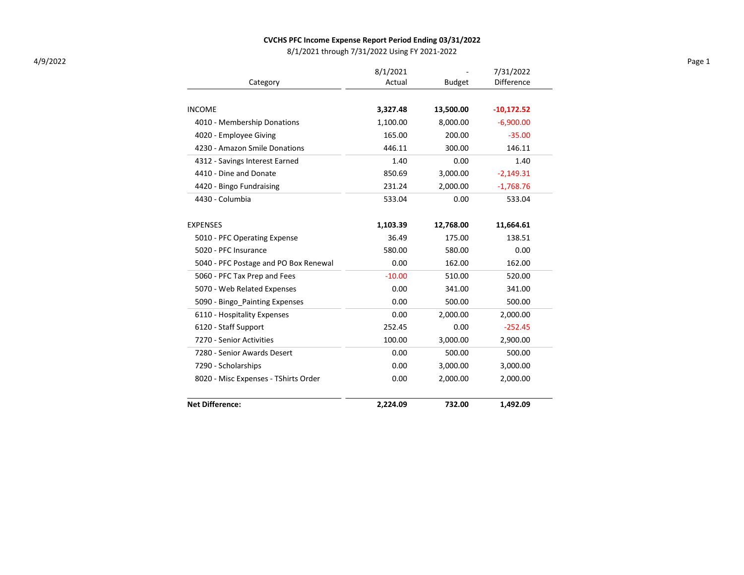**CVCHS PFC Income Expense Report Period Ending 03/31/2022**

8/1/2021 through 7/31/2022 Using FY 2021-2022

4/9/2022

| Category | 8/1/2021 Actual | - Budget | 7/31/2022 Difference |
|---|---|---|---|
| INCOME | **3,327.48** | **13,500.00** | **-10,172.52** |
| 4010 - Membership Donations | 1,100.00 | 8,000.00 | -6,900.00 |
| 4020 - Employee Giving | 165.00 | 200.00 | -35.00 |
| 4230 - Amazon Smile Donations | 446.11 | 300.00 | 146.11 |
| 4312 - Savings Interest Earned | 1.40 | 0.00 | 1.40 |
| 4410 - Dine and Donate | 850.69 | 3,000.00 | -2,149.31 |
| 4420 - Bingo Fundraising | 231.24 | 2,000.00 | -1,768.76 |
| 4430 - Columbia | 533.04 | 0.00 | 533.04 |
| EXPENSES | **1,103.39** | **12,768.00** | **11,664.61** |
| 5010 - PFC Operating Expense | 36.49 | 175.00 | 138.51 |
| 5020 - PFC Insurance | 580.00 | 580.00 | 0.00 |
| 5040 - PFC Postage and PO Box Renewal | 0.00 | 162.00 | 162.00 |
| 5060 - PFC Tax Prep and Fees | -10.00 | 510.00 | 520.00 |
| 5070 - Web Related Expenses | 0.00 | 341.00 | 341.00 |
| 5090 - Bingo_Painting Expenses | 0.00 | 500.00 | 500.00 |
| 6110 - Hospitality Expenses | 0.00 | 2,000.00 | 2,000.00 |
| 6120 - Staff Support | 252.45 | 0.00 | -252.45 |
| 7270 - Senior Activities | 100.00 | 3,000.00 | 2,900.00 |
| 7280 - Senior Awards Desert | 0.00 | 500.00 | 500.00 |
| 7290 - Scholarships | 0.00 | 3,000.00 | 3,000.00 |
| 8020 - Misc Expenses - TShirts Order | 0.00 | 2,000.00 | 2,000.00 |
| **Net Difference:** | **2,224.09** | **732.00** | **1,492.09** |